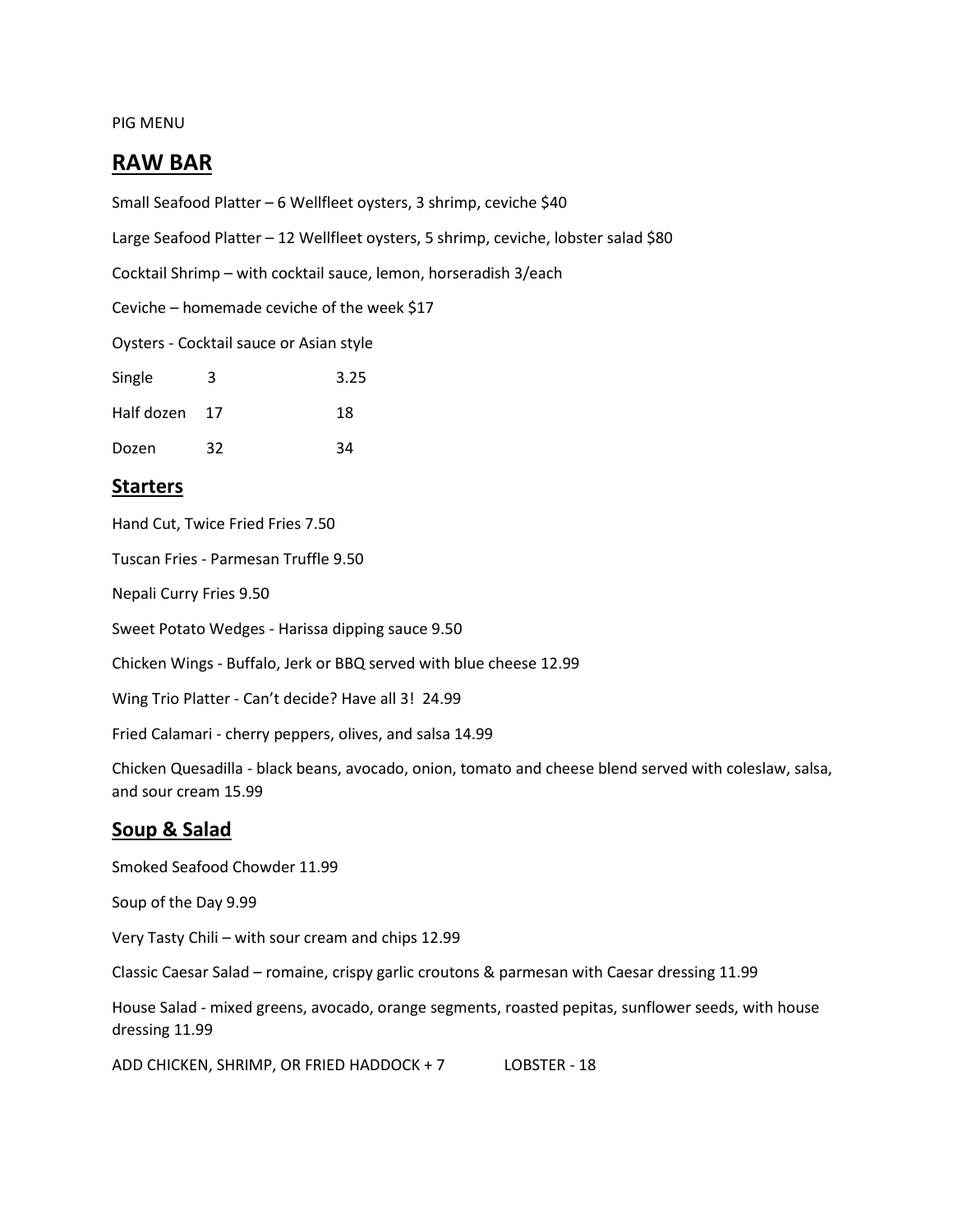PIG MENU

# RAW BAR

Small Seafood Platter – 6 Wellfleet oysters, 3 shrimp, ceviche $40

Large Seafood Platter – 12 Wellfleet oysters, 5 shrimp, ceviche, lobster salad $80

Cocktail Shrimp – with cocktail sauce, lemon, horseradish 3/each

Ceviche – homemade ceviche of the week $17

Oysters - Cocktail sauce or Asian style

| | | |
|---|---|---|
| Single | 3 | 3.25 |
| Half dozen | 17 | 18 |
| Dozen | 32 | 34 |

## Starters

Hand Cut, Twice Fried Fries 7.50

Tuscan Fries - Parmesan Truffle 9.50

Nepali Curry Fries 9.50

Sweet Potato Wedges - Harissa dipping sauce 9.50

Chicken Wings - Buffalo, Jerk or BBQ served with blue cheese 12.99

Wing Trio Platter - Can't decide? Have all 3! 24.99

Fried Calamari - cherry peppers, olives, and salsa 14.99

Chicken Quesadilla - black beans, avocado, onion, tomato and cheese blend served with coleslaw, salsa, and sour cream 15.99

## Soup & Salad

Smoked Seafood Chowder 11.99

Soup of the Day 9.99

Very Tasty Chili – with sour cream and chips 12.99

Classic Caesar Salad – romaine, crispy garlic croutons & parmesan with Caesar dressing 11.99

House Salad - mixed greens, avocado, orange segments, roasted pepitas, sunflower seeds, with house dressing 11.99

ADD CHICKEN, SHRIMP, OR FRIED HADDOCK + 7 LOBSTER - 18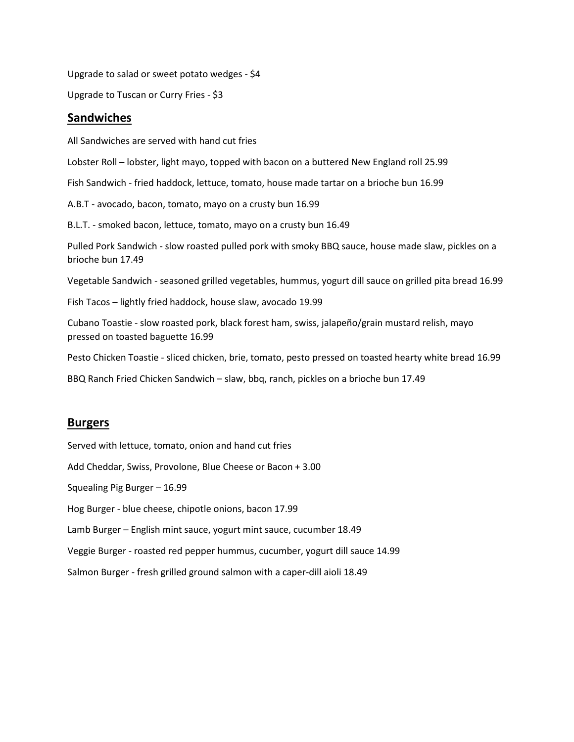Upgrade to salad or sweet potato wedges - $4

Upgrade to Tuscan or Curry Fries - $3

## Sandwiches

All Sandwiches are served with hand cut fries

Lobster Roll – lobster, light mayo, topped with bacon on a buttered New England roll 25.99

Fish Sandwich - fried haddock, lettuce, tomato, house made tartar on a brioche bun 16.99

A.B.T - avocado, bacon, tomato, mayo on a crusty bun 16.99

B.L.T. - smoked bacon, lettuce, tomato, mayo on a crusty bun 16.49

Pulled Pork Sandwich - slow roasted pulled pork with smoky BBQ sauce, house made slaw, pickles on a brioche bun 17.49

Vegetable Sandwich - seasoned grilled vegetables, hummus, yogurt dill sauce on grilled pita bread 16.99

Fish Tacos – lightly fried haddock, house slaw, avocado 19.99

Cubano Toastie - slow roasted pork, black forest ham, swiss, jalapeño/grain mustard relish, mayo pressed on toasted baguette 16.99

Pesto Chicken Toastie - sliced chicken, brie, tomato, pesto pressed on toasted hearty white bread 16.99

BBQ Ranch Fried Chicken Sandwich – slaw, bbq, ranch, pickles on a brioche bun 17.49

## Burgers

Served with lettuce, tomato, onion and hand cut fries

Add Cheddar, Swiss, Provolone, Blue Cheese or Bacon + 3.00

Squealing Pig Burger – 16.99

Hog Burger - blue cheese, chipotle onions, bacon 17.99

Lamb Burger – English mint sauce, yogurt mint sauce, cucumber 18.49

Veggie Burger - roasted red pepper hummus, cucumber, yogurt dill sauce 14.99

Salmon Burger - fresh grilled ground salmon with a caper-dill aioli 18.49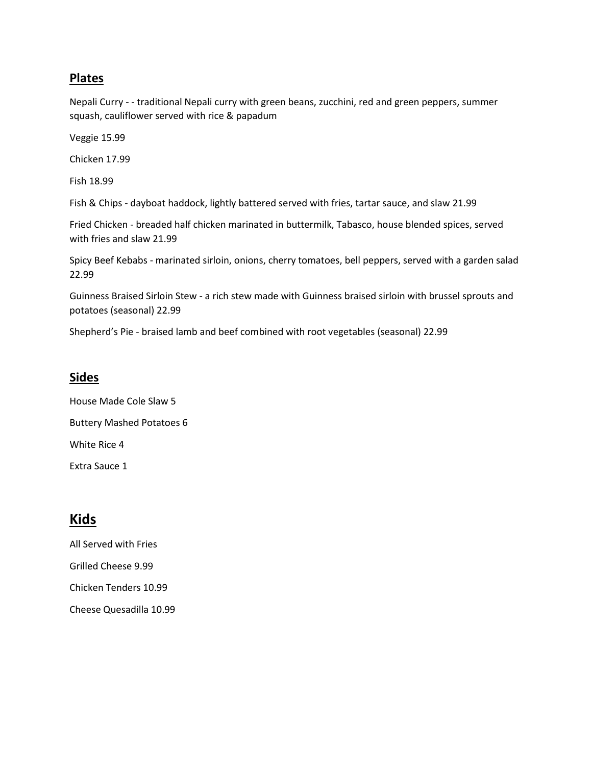## Plates

Nepali Curry - - traditional Nepali curry with green beans, zucchini, red and green peppers, summer squash, cauliflower served with rice & papadum

Veggie 15.99

Chicken 17.99

Fish 18.99

Fish & Chips - dayboat haddock, lightly battered served with fries, tartar sauce, and slaw 21.99

Fried Chicken - breaded half chicken marinated in buttermilk, Tabasco, house blended spices, served with fries and slaw 21.99

Spicy Beef Kebabs - marinated sirloin, onions, cherry tomatoes, bell peppers, served with a garden salad 22.99

Guinness Braised Sirloin Stew - a rich stew made with Guinness braised sirloin with brussel sprouts and potatoes (seasonal) 22.99

Shepherd's Pie - braised lamb and beef combined with root vegetables (seasonal) 22.99

## Sides

House Made Cole Slaw 5

Buttery Mashed Potatoes 6

White Rice 4

Extra Sauce 1

## Kids

All Served with Fries

Grilled Cheese 9.99

Chicken Tenders 10.99

Cheese Quesadilla 10.99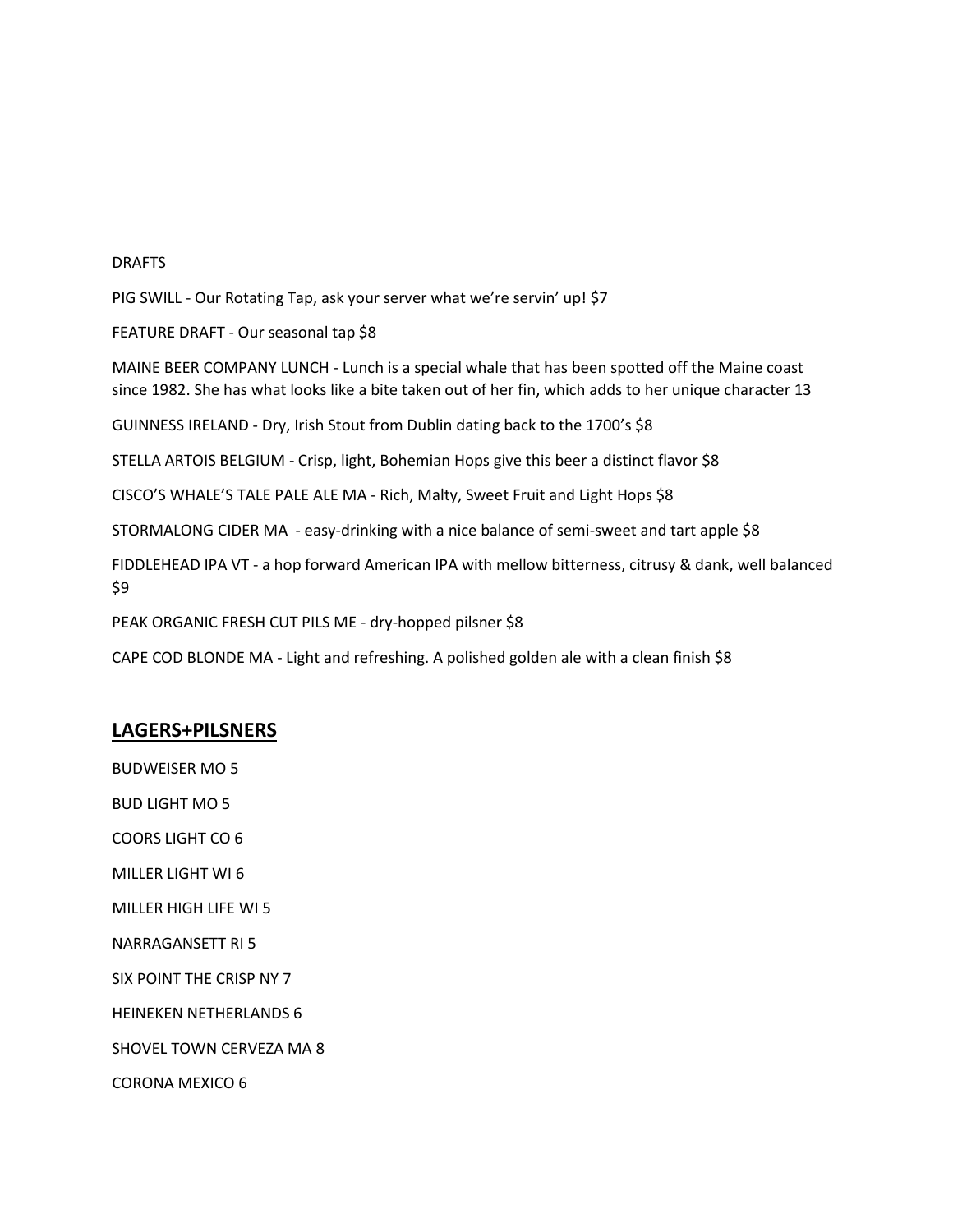DRAFTS

PIG SWILL - Our Rotating Tap, ask your server what we're servin' up! $7

FEATURE DRAFT - Our seasonal tap $8

MAINE BEER COMPANY LUNCH - Lunch is a special whale that has been spotted off the Maine coast since 1982. She has what looks like a bite taken out of her fin, which adds to her unique character 13

GUINNESS IRELAND - Dry, Irish Stout from Dublin dating back to the 1700's $8

STELLA ARTOIS BELGIUM - Crisp, light, Bohemian Hops give this beer a distinct flavor $8

CISCO'S WHALE'S TALE PALE ALE MA - Rich, Malty, Sweet Fruit and Light Hops $8

STORMALONG CIDER MA - easy-drinking with a nice balance of semi-sweet and tart apple $8

FIDDLEHEAD IPA VT - a hop forward American IPA with mellow bitterness, citrusy & dank, well balanced $9

PEAK ORGANIC FRESH CUT PILS ME - dry-hopped pilsner $8

CAPE COD BLONDE MA - Light and refreshing. A polished golden ale with a clean finish $8

## LAGERS+PILSNERS

BUDWEISER MO 5

BUD LIGHT MO 5

COORS LIGHT CO 6

MILLER LIGHT WI 6

MILLER HIGH LIFE WI 5

NARRAGANSETT RI 5

SIX POINT THE CRISP NY 7

HEINEKEN NETHERLANDS 6

SHOVEL TOWN CERVEZA MA 8

CORONA MEXICO 6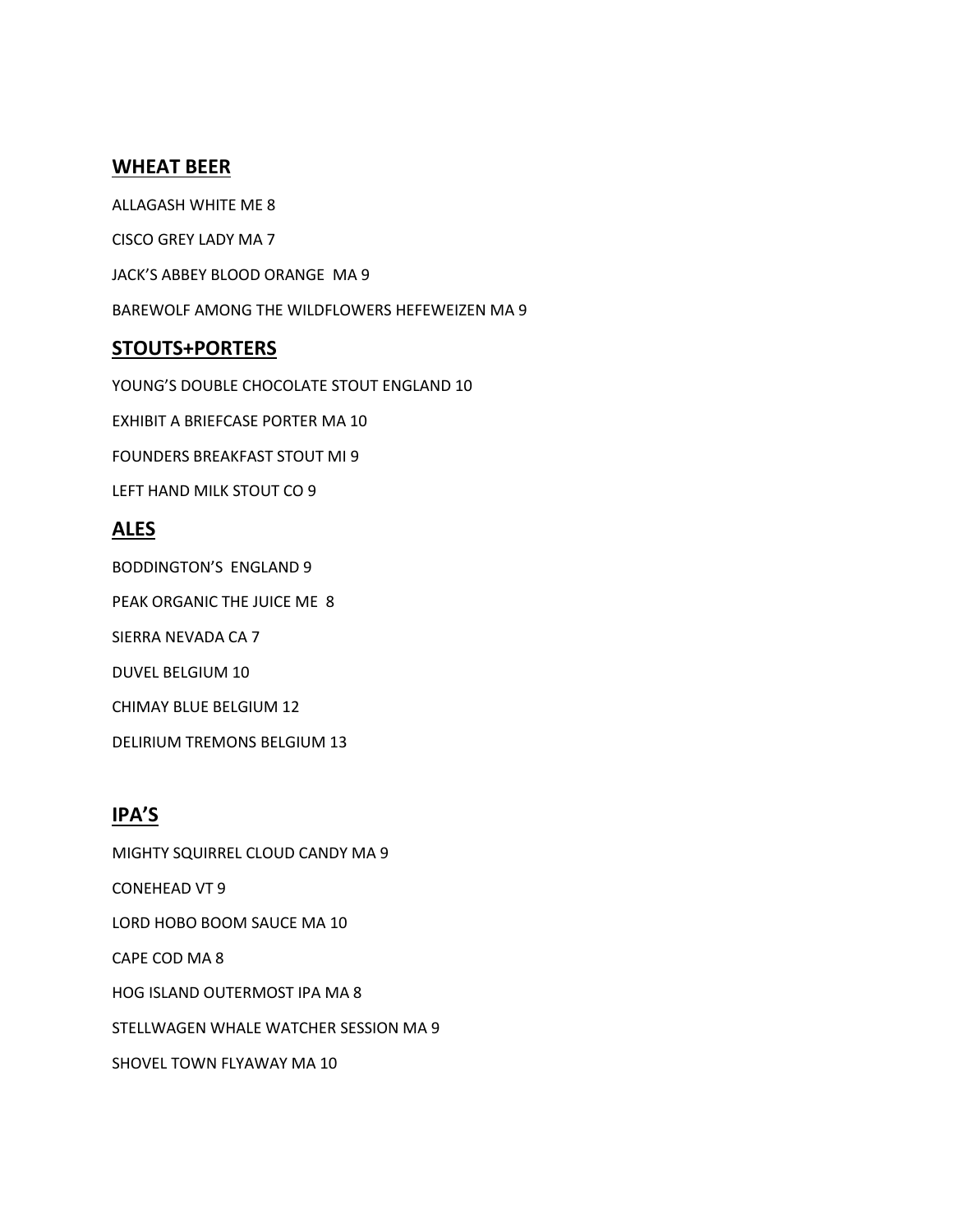## **WHEAT BEER**

ALLAGASH WHITE ME 8

CISCO GREY LADY MA 7

JACK'S ABBEY BLOOD ORANGE MA 9

BAREWOLF AMONG THE WILDFLOWERS HEFEWEIZEN MA 9

## **STOUTS+PORTERS**

YOUNG'S DOUBLE CHOCOLATE STOUT ENGLAND 10

EXHIBIT A BRIEFCASE PORTER MA 10

FOUNDERS BREAKFAST STOUT MI 9

LEFT HAND MILK STOUT CO 9

## **ALES**

BODDINGTON'S ENGLAND 9

PEAK ORGANIC THE JUICE ME 8

SIERRA NEVADA CA 7

DUVEL BELGIUM 10

CHIMAY BLUE BELGIUM 12

DELIRIUM TREMONS BELGIUM 13

## **IPA'S**

MIGHTY SQUIRREL CLOUD CANDY MA 9

CONEHEAD VT 9

LORD HOBO BOOM SAUCE MA 10

CAPE COD MA 8

HOG ISLAND OUTERMOST IPA MA 8

STELLWAGEN WHALE WATCHER SESSION MA 9

SHOVEL TOWN FLYAWAY MA 10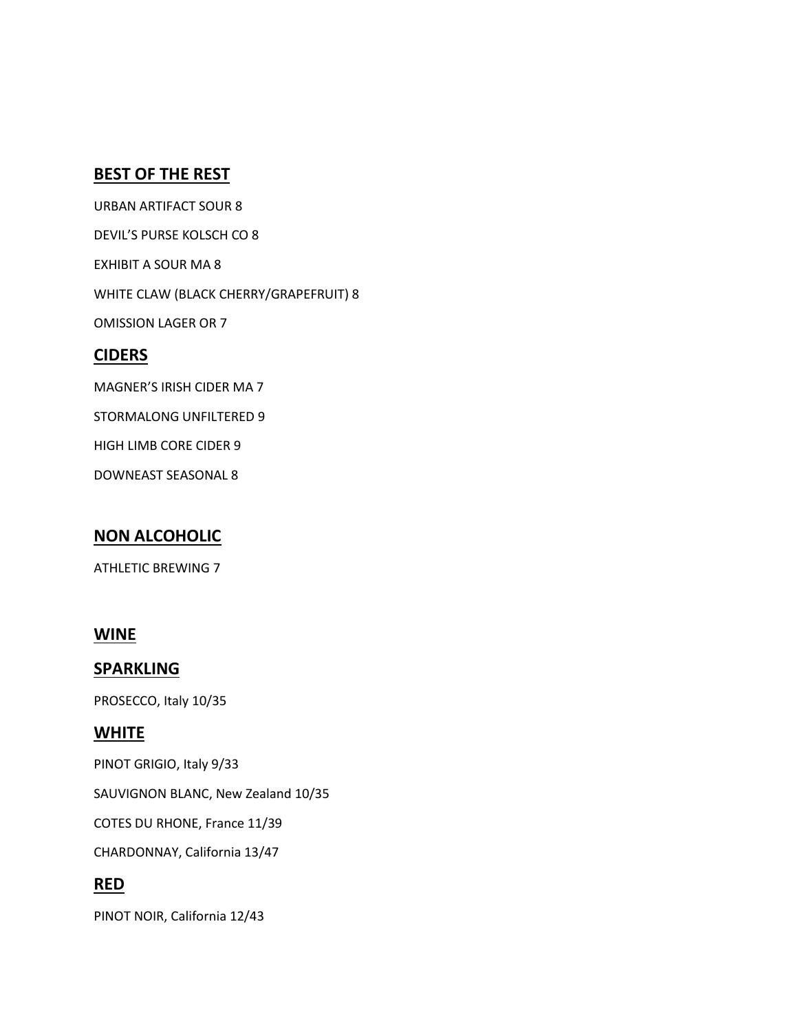## BEST OF THE REST

URBAN ARTIFACT SOUR 8

DEVIL'S PURSE KOLSCH CO 8

EXHIBIT A SOUR MA 8

WHITE CLAW (BLACK CHERRY/GRAPEFRUIT) 8

OMISSION LAGER OR 7

## CIDERS

MAGNER'S IRISH CIDER MA 7

STORMALONG UNFILTERED 9

HIGH LIMB CORE CIDER 9

DOWNEAST SEASONAL 8

## NON ALCOHOLIC

ATHLETIC BREWING 7

## WINE

## SPARKLING

PROSECCO, Italy 10/35

## WHITE

PINOT GRIGIO, Italy 9/33

SAUVIGNON BLANC, New Zealand 10/35

COTES DU RHONE, France 11/39

CHARDONNAY, California 13/47

## RED

PINOT NOIR, California 12/43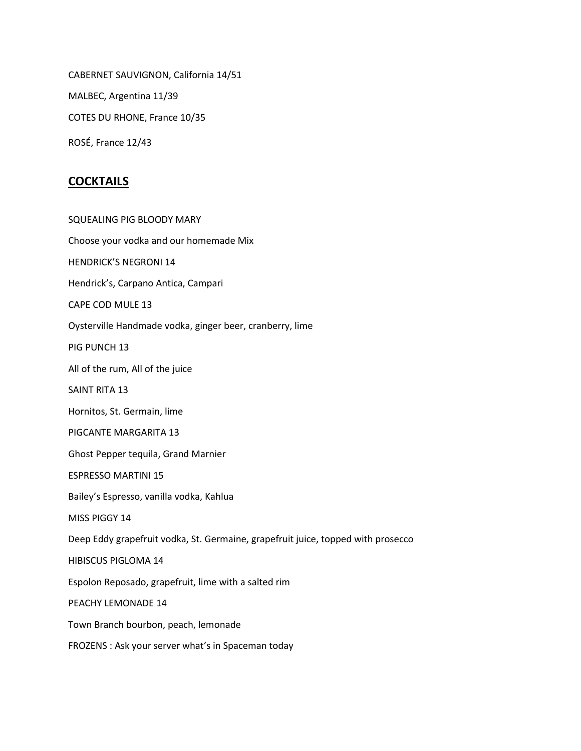CABERNET SAUVIGNON, California 14/51

MALBEC, Argentina 11/39

COTES DU RHONE, France 10/35

ROSÉ, France 12/43

## **COCKTAILS**

SQUEALING PIG BLOODY MARY

Choose your vodka and our homemade Mix

HENDRICK'S NEGRONI 14

Hendrick's, Carpano Antica, Campari

CAPE COD MULE 13

Oysterville Handmade vodka, ginger beer, cranberry, lime

PIG PUNCH 13

All of the rum, All of the juice

SAINT RITA 13

Hornitos, St. Germain, lime

PIGCANTE MARGARITA 13

Ghost Pepper tequila, Grand Marnier

ESPRESSO MARTINI 15

Bailey's Espresso, vanilla vodka, Kahlua

MISS PIGGY 14

Deep Eddy grapefruit vodka, St. Germaine, grapefruit juice, topped with prosecco

HIBISCUS PIGLOMA 14

Espolon Reposado, grapefruit, lime with a salted rim

PEACHY LEMONADE 14

Town Branch bourbon, peach, lemonade

FROZENS : Ask your server what's in Spaceman today